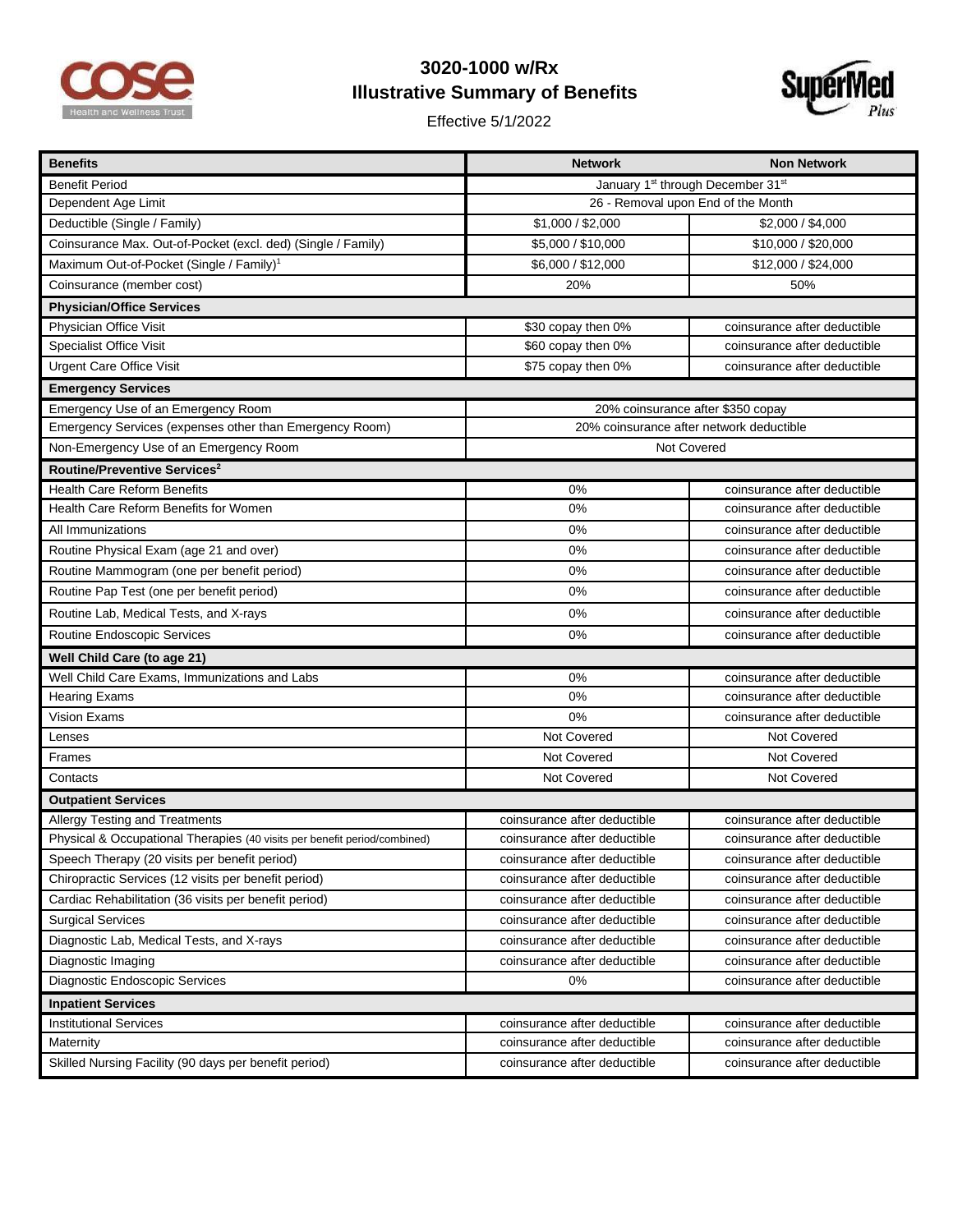# 3020-1000 w/Rx
## Illustrative Summary of Benefits

Effective 5/1/2022

| Benefits | Network | Non Network |
|---|---|---|
| Benefit Period | January 1st through December 31st | |
| Dependent Age Limit | 26 - Removal upon End of the Month | |
| Deductible (Single / Family) | $1,000 / $2,000 | $2,000 / $4,000 |
| Coinsurance Max. Out-of-Pocket (excl. ded) (Single / Family) | $5,000 / $10,000 | $10,000 / $20,000 |
| Maximum Out-of-Pocket (Single / Family)[1] | $6,000 / $12,000 | $12,000 / $24,000 |
| Coinsurance (member cost) | 20% | 50% |
| **Physician/Office Services** | | |
| Physician Office Visit | $30 copay then 0% | coinsurance after deductible |
| Specialist Office Visit | $60 copay then 0% | coinsurance after deductible |
| Urgent Care Office Visit | $75 copay then 0% | coinsurance after deductible |
| **Emergency Services** | | |
| Emergency Use of an Emergency Room | 20% coinsurance after $350 copay | |
| Emergency Services (expenses other than Emergency Room) | 20% coinsurance after network deductible | |
| Non-Emergency Use of an Emergency Room | Not Covered | |
| **Routine/Preventive Services[2]** | | |
| Health Care Reform Benefits | 0% | coinsurance after deductible |
| Health Care Reform Benefits for Women | 0% | coinsurance after deductible |
| All Immunizations | 0% | coinsurance after deductible |
| Routine Physical Exam (age 21 and over) | 0% | coinsurance after deductible |
| Routine Mammogram (one per benefit period) | 0% | coinsurance after deductible |
| Routine Pap Test (one per benefit period) | 0% | coinsurance after deductible |
| Routine Lab, Medical Tests, and X-rays | 0% | coinsurance after deductible |
| Routine Endoscopic Services | 0% | coinsurance after deductible |
| **Well Child Care (to age 21)** | | |
| Well Child Care Exams, Immunizations and Labs | 0% | coinsurance after deductible |
| Hearing Exams | 0% | coinsurance after deductible |
| Vision Exams | 0% | coinsurance after deductible |
| Lenses | Not Covered | Not Covered |
| Frames | Not Covered | Not Covered |
| Contacts | Not Covered | Not Covered |
| **Outpatient Services** | | |
| Allergy Testing and Treatments | coinsurance after deductible | coinsurance after deductible |
| Physical & Occupational Therapies (40 visits per benefit period/combined) | coinsurance after deductible | coinsurance after deductible |
| Speech Therapy (20 visits per benefit period) | coinsurance after deductible | coinsurance after deductible |
| Chiropractic Services (12 visits per benefit period) | coinsurance after deductible | coinsurance after deductible |
| Cardiac Rehabilitation (36 visits per benefit period) | coinsurance after deductible | coinsurance after deductible |
| Surgical Services | coinsurance after deductible | coinsurance after deductible |
| Diagnostic Lab, Medical Tests, and X-rays | coinsurance after deductible | coinsurance after deductible |
| Diagnostic Imaging | coinsurance after deductible | coinsurance after deductible |
| Diagnostic Endoscopic Services | 0% | coinsurance after deductible |
| **Inpatient Services** | | |
| Institutional Services | coinsurance after deductible | coinsurance after deductible |
| Maternity | coinsurance after deductible | coinsurance after deductible |
| Skilled Nursing Facility (90 days per benefit period) | coinsurance after deductible | coinsurance after deductible |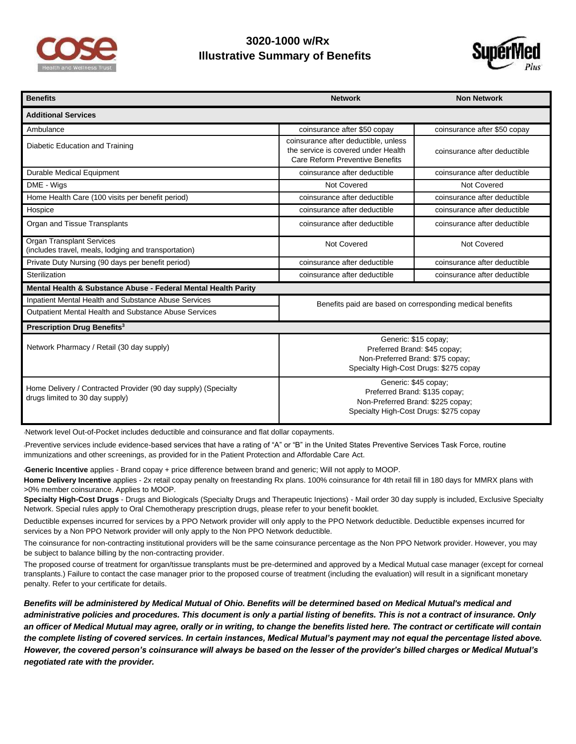# 3020-1000 w/Rx
# Illustrative Summary of Benefits

| Benefits | Network | Non Network |
|---|---|---|
| **Additional Services** | | |
| Ambulance | coinsurance after $50 copay | coinsurance after $50 copay |
| Diabetic Education and Training | coinsurance after deductible, unless the service is covered under Health Care Reform Preventive Benefits | coinsurance after deductible |
| Durable Medical Equipment | coinsurance after deductible | coinsurance after deductible |
| DME - Wigs | Not Covered | Not Covered |
| Home Health Care (100 visits per benefit period) | coinsurance after deductible | coinsurance after deductible |
| Hospice | coinsurance after deductible | coinsurance after deductible |
| Organ and Tissue Transplants | coinsurance after deductible | coinsurance after deductible |
| Organ Transplant Services (includes travel, meals, lodging and transportation) | Not Covered | Not Covered |
| Private Duty Nursing (90 days per benefit period) | coinsurance after deductible | coinsurance after deductible |
| Sterilization | coinsurance after deductible | coinsurance after deductible |
| **Mental Health & Substance Abuse - Federal Mental Health Parity** | | |
| Inpatient Mental Health and Substance Abuse Services | Benefits paid are based on corresponding medical benefits | |
| Outpatient Mental Health and Substance Abuse Services | | |
| **Prescription Drug Benefits[3]** | | |
| Network Pharmacy / Retail (30 day supply) | Generic: $15 copay; Preferred Brand: $45 copay; Non-Preferred Brand: $75 copay; Specialty High-Cost Drugs: $275 copay | |
| Home Delivery / Contracted Provider (90 day supply) (Specialty drugs limited to 30 day supply) | Generic: $45 copay; Preferred Brand: $135 copay; Non-Preferred Brand: $225 copay; Specialty High-Cost Drugs: $275 copay | |

[1] Network level Out-of-Pocket includes deductible and coinsurance and flat dollar copayments.

[2] Preventive services include evidence-based services that have a rating of "A" or "B" in the United States Preventive Services Task Force, routine immunizations and other screenings, as provided for in the Patient Protection and Affordable Care Act.

[3] **Generic Incentive** applies - Brand copay + price difference between brand and generic; Will not apply to MOOP.

**Home Delivery Incentive** applies - 2x retail copay penalty on freestanding Rx plans. 100% coinsurance for 4th retail fill in 180 days for MMRX plans with >0% member coinsurance. Applies to MOOP.

**Specialty High-Cost Drugs** - Drugs and Biologicals (Specialty Drugs and Therapeutic Injections) - Mail order 30 day supply is included, Exclusive Specialty Network. Special rules apply to Oral Chemotherapy prescription drugs, please refer to your benefit booklet.

Deductible expenses incurred for services by a PPO Network provider will only apply to the PPO Network deductible. Deductible expenses incurred for services by a Non PPO Network provider will only apply to the Non PPO Network deductible.

The coinsurance for non-contracting institutional providers will be the same coinsurance percentage as the Non PPO Network provider. However, you may be subject to balance billing by the non-contracting provider.

The proposed course of treatment for organ/tissue transplants must be pre-determined and approved by a Medical Mutual case manager (except for corneal transplants.) Failure to contact the case manager prior to the proposed course of treatment (including the evaluation) will result in a significant monetary penalty. Refer to your certificate for details.

***Benefits will be administered by Medical Mutual of Ohio. Benefits will be determined based on Medical Mutual's medical and administrative policies and procedures. This document is only a partial listing of benefits. This is not a contract of insurance. Only an officer of Medical Mutual may agree, orally or in writing, to change the benefits listed here. The contract or certificate will contain the complete listing of covered services. In certain instances, Medical Mutual's payment may not equal the percentage listed above. However, the covered person's coinsurance will always be based on the lesser of the provider's billed charges or Medical Mutual's negotiated rate with the provider.***